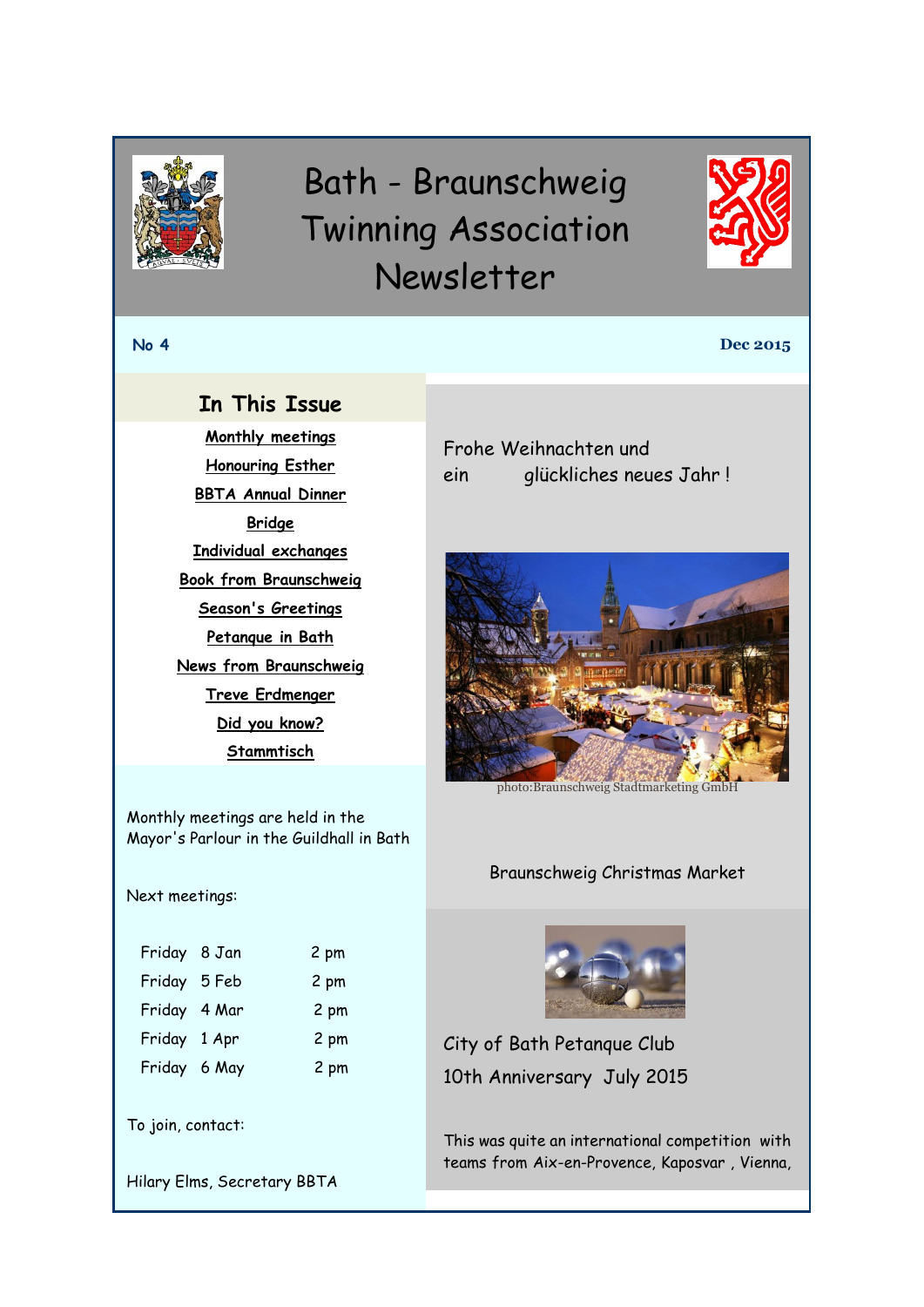# Bath - Braunschweig Twinning Association Newsletter

**No 4** **Dec 2015**

## In This Issue

- Monthly meetings
- Honouring Esther
- BBTA Annual Dinner
- Bridge
- Individual exchanges
- Book from Braunschweig
- Season's Greetings
- Petanque in Bath
- News from Braunschweig
- Treve Erdmenger
- Did you know?
- Stammtisch

Monthly meetings are held in the Mayor's Parlour in the Guildhall in Bath

Next meetings:

| | | |
|---|---|---|
| Friday | 8 Jan | 2 pm |
| Friday | 5 Feb | 2 pm |
| Friday | 4 Mar | 2 pm |
| Friday | 1 Apr | 2 pm |
| Friday | 6 May | 2 pm |

To join, contact:

Hilary Elms, Secretary BBTA

Frohe Weihnachten und ein glückliches neues Jahr !

photo:Braunschweig Stadtmarketing GmbH

Braunschweig Christmas Market

City of Bath Petanque Club

10th Anniversary July 2015

This was quite an international competition with teams from Aix-en-Provence, Kaposvar , Vienna,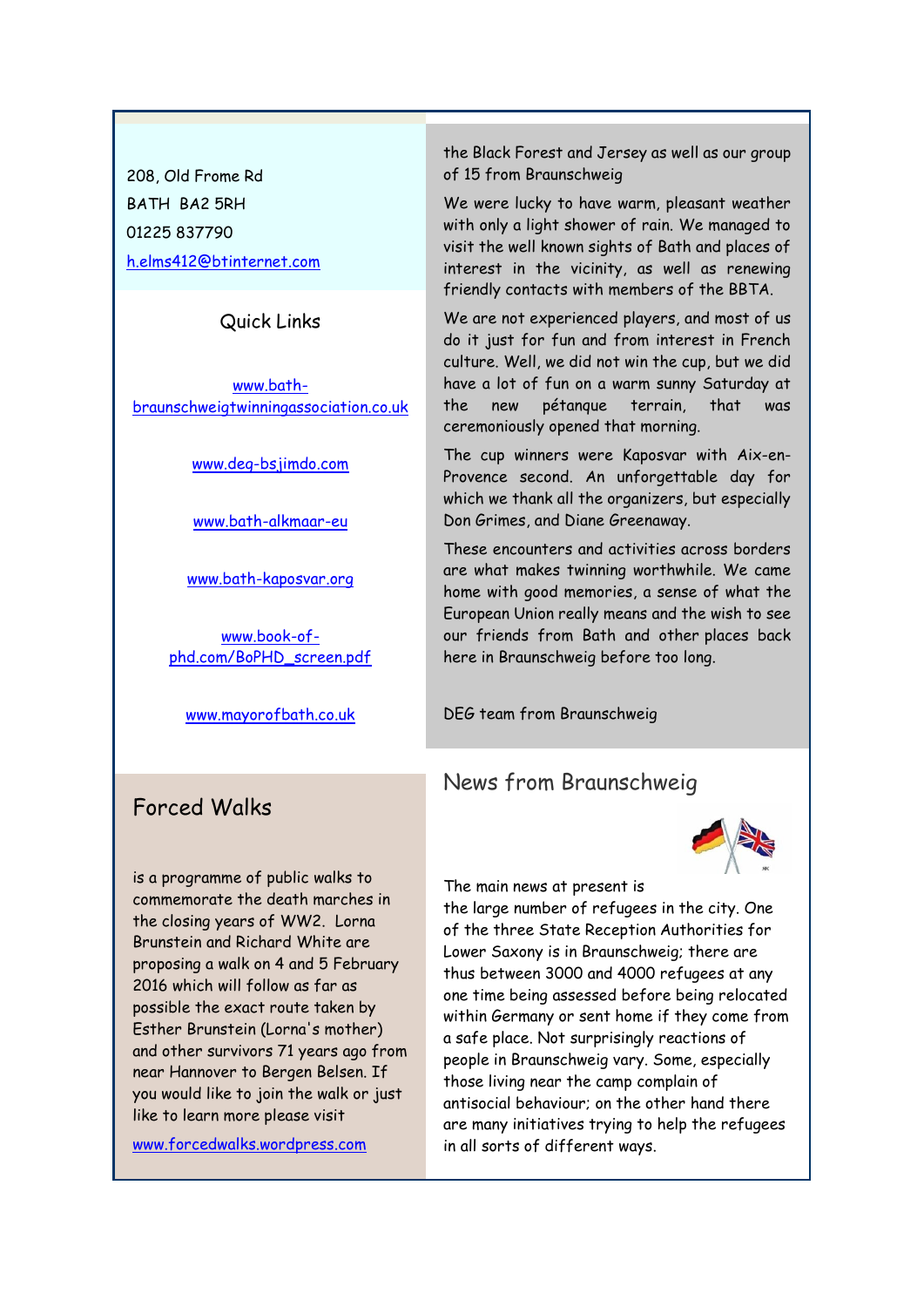208, Old Frome Rd

BATH BA2 5RH

01225 837790

h.elms412@btinternet.com

Quick Links

www.bath-braunschweigtwinningassociation.co.uk

www.deg-bsjimdo.com

www.bath-alkmaar-eu

www.bath-kaposvar.org

www.book-of-phd.com/BoPHD_screen.pdf

www.mayorofbath.co.uk

## Forced Walks

is a programme of public walks to commemorate the death marches in the closing years of WW2. Lorna Brunstein and Richard White are proposing a walk on 4 and 5 February 2016 which will follow as far as possible the exact route taken by Esther Brunstein (Lorna's mother) and other survivors 71 years ago from near Hannover to Bergen Belsen. If you would like to join the walk or just like to learn more please visit

www.forcedwalks.wordpress.com

the Black Forest and Jersey as well as our group of 15 from Braunschweig

We were lucky to have warm, pleasant weather with only a light shower of rain. We managed to visit the well known sights of Bath and places of interest in the vicinity, as well as renewing friendly contacts with members of the BBTA.

We are not experienced players, and most of us do it just for fun and from interest in French culture. Well, we did not win the cup, but we did have a lot of fun on a warm sunny Saturday at the new pétanque terrain, that was ceremoniously opened that morning.

The cup winners were Kaposvar with Aix-en-Provence second. An unforgettable day for which we thank all the organizers, but especially Don Grimes, and Diane Greenaway.

These encounters and activities across borders are what makes twinning worthwhile. We came home with good memories, a sense of what the European Union really means and the wish to see our friends from Bath and other places back here in Braunschweig before too long.

DEG team from Braunschweig

## News from Braunschweig

The main news at present is the large number of refugees in the city. One of the three State Reception Authorities for Lower Saxony is in Braunschweig; there are thus between 3000 and 4000 refugees at any one time being assessed before being relocated within Germany or sent home if they come from a safe place. Not surprisingly reactions of people in Braunschweig vary. Some, especially those living near the camp complain of antisocial behaviour; on the other hand there are many initiatives trying to help the refugees in all sorts of different ways.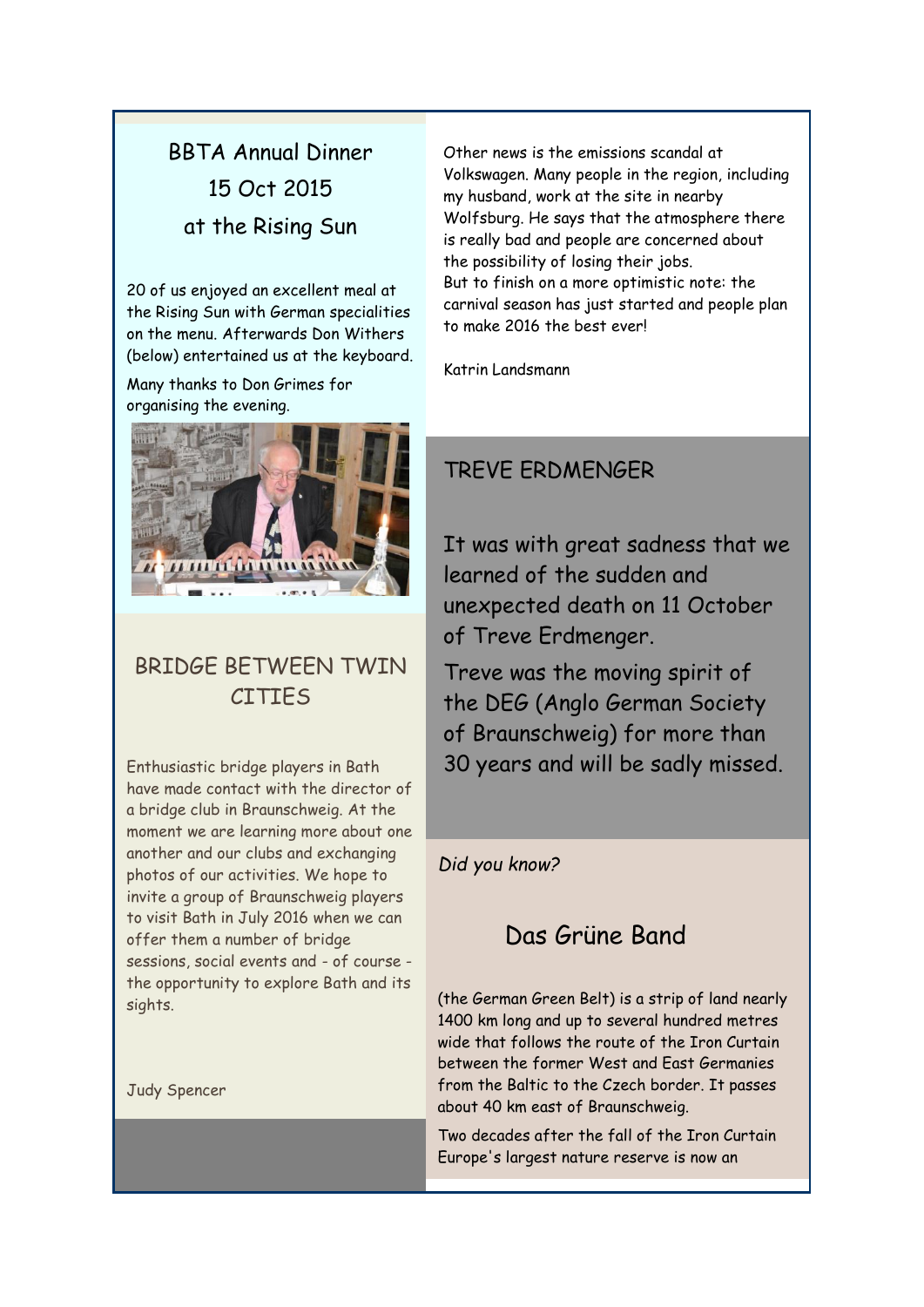## BBTA Annual Dinner 15 Oct 2015 at the Rising Sun

20 of us enjoyed an excellent meal at the Rising Sun with German specialities on the menu. Afterwards Don Withers (below) entertained us at the keyboard.

Many thanks to Don Grimes for organising the evening.

## BRIDGE BETWEEN TWIN CITIES

Enthusiastic bridge players in Bath have made contact with the director of a bridge club in Braunschweig. At the moment we are learning more about one another and our clubs and exchanging photos of our activities. We hope to invite a group of Braunschweig players to visit Bath in July 2016 when we can offer them a number of bridge sessions, social events and - of course - the opportunity to explore Bath and its sights.

Judy Spencer

Other news is the emissions scandal at Volkswagen. Many people in the region, including my husband, work at the site in nearby Wolfsburg. He says that the atmosphere there is really bad and people are concerned about the possibility of losing their jobs.
But to finish on a more optimistic note: the carnival season has just started and people plan to make 2016 the best ever!

Katrin Landsmann

## TREVE ERDMENGER

It was with great sadness that we learned of the sudden and unexpected death on 11 October of Treve Erdmenger.

Treve was the moving spirit of the DEG (Anglo German Society of Braunschweig) for more than 30 years and will be sadly missed.

*Did you know?*

## Das Grüne Band

(the German Green Belt) is a strip of land nearly 1400 km long and up to several hundred metres wide that follows the route of the Iron Curtain between the former West and East Germanies from the Baltic to the Czech border. It passes about 40 km east of Braunschweig.

Two decades after the fall of the Iron Curtain Europe's largest nature reserve is now an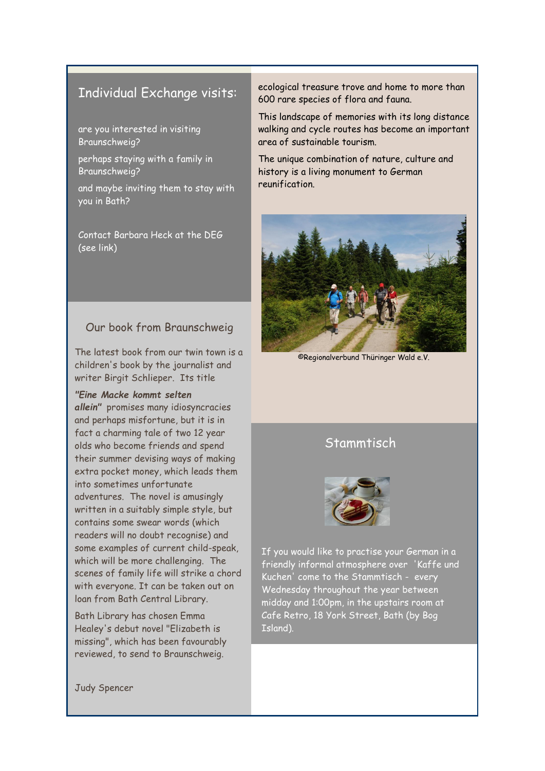## Individual Exchange visits:

are you interested in visiting Braunschweig?

perhaps staying with a family in Braunschweig?

and maybe inviting them to stay with you in Bath?

Contact Barbara Heck at the DEG (see link)

## Our book from Braunschweig

The latest book from our twin town is a children's book by the journalist and writer Birgit Schlieper. Its title ***"Eine Macke kommt selten allein"*** promises many idiosyncracies and perhaps misfortune, but it is in fact a charming tale of two 12 year olds who become friends and spend their summer devising ways of making extra pocket money, which leads them into sometimes unfortunate adventures. The novel is amusingly written in a suitably simple style, but contains some swear words (which readers will no doubt recognise) and some examples of current child-speak, which will be more challenging. The scenes of family life will strike a chord with everyone. It can be taken out on loan from Bath Central Library.

Bath Library has chosen Emma Healey's debut novel "Elizabeth is missing", which has been favourably reviewed, to send to Braunschweig.

Judy Spencer

ecological treasure trove and home to more than 600 rare species of flora and fauna.

This landscape of memories with its long distance walking and cycle routes has become an important area of sustainable tourism.

The unique combination of nature, culture and history is a living monument to German reunification.

©Regionalverbund Thüringer Wald e.V.

## Stammtisch

If you would like to practise your German in a friendly informal atmosphere over 'Kaffe und Kuchen' come to the Stammtisch - every Wednesday throughout the year between midday and 1:00pm, in the upstairs room at Cafe Retro, 18 York Street, Bath (by Bog Island).